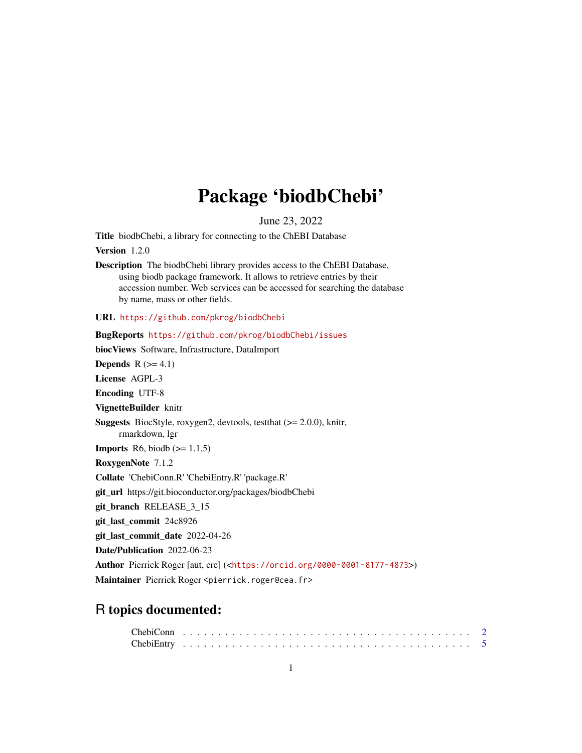# Package 'biodbChebi'

June 23, 2022

**Title** biodbChebi, a library for connecting to the ChEBI Database

**Version** 1.2.0

**Description** The biodbChebi library provides access to the ChEBI Database, using biodb package framework. It allows to retrieve entries by their accession number. Web services can be accessed for searching the database by name, mass or other fields.

**URL** https://github.com/pkrog/biodbChebi

**BugReports** https://github.com/pkrog/biodbChebi/issues

**biocViews** Software, Infrastructure, DataImport

**Depends** R (>= 4.1)

**License** AGPL-3

**Encoding** UTF-8

**VignetteBuilder** knitr

**Suggests** BiocStyle, roxygen2, devtools, testthat (>= 2.0.0), knitr, rmarkdown, lgr

**Imports** R6, biodb (>= 1.1.5)

**RoxygenNote** 7.1.2

**Collate** 'ChebiConn.R' 'ChebiEntry.R' 'package.R'

**git_url** https://git.bioconductor.org/packages/biodbChebi

**git_branch** RELEASE_3_15

**git_last_commit** 24c8926

**git_last_commit_date** 2022-04-26

**Date/Publication** 2022-06-23

**Author** Pierrick Roger [aut, cre] (<https://orcid.org/0000-0001-8177-4873>)

**Maintainer** Pierrick Roger <pierrick.roger@cea.fr>

## R topics documented:

- ChebiConn . . . . . . . . . . . . . . . . . . . . . . . . . . . . . . . . . . . . . . . . 2
- ChebiEntry . . . . . . . . . . . . . . . . . . . . . . . . . . . . . . . . . . . . . . . . 5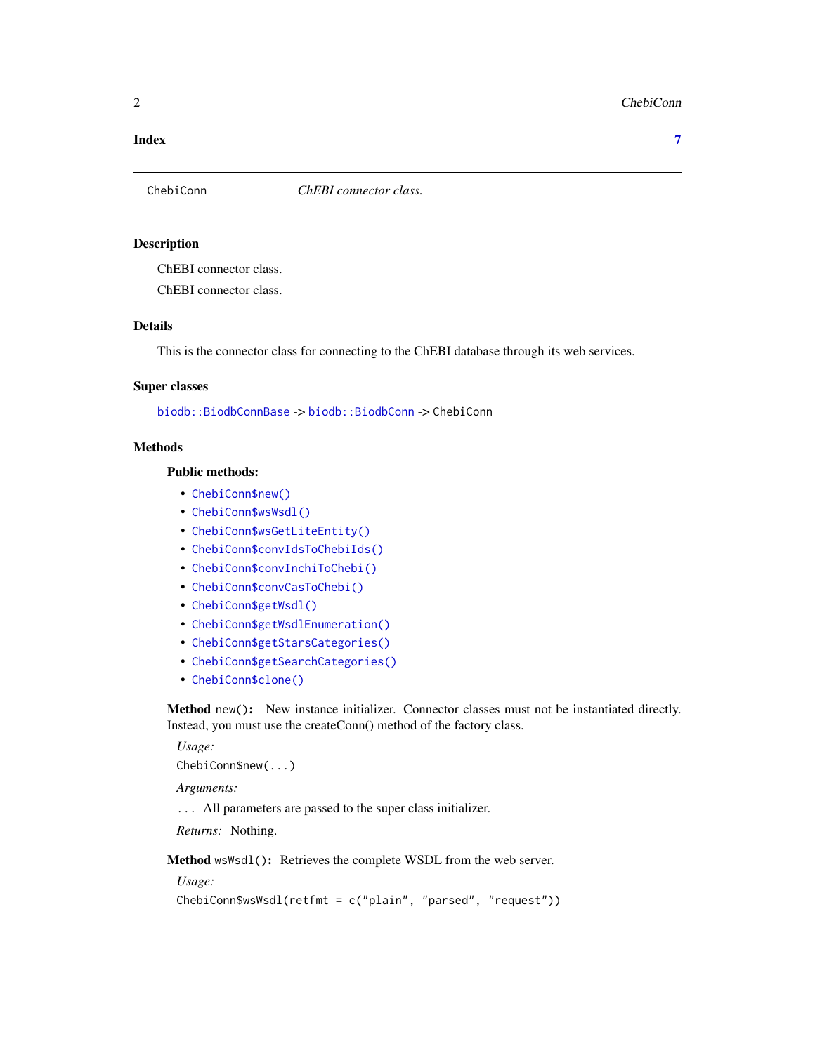**Index** **7**

---

ChebiConn — *ChEBI connector class.*

---

### Description

ChEBI connector class.

ChEBI connector class.

### Details

This is the connector class for connecting to the ChEBI database through its web services.

### Super classes

`biodb::BiodbConnBase` -> `biodb::BiodbConn` -> `ChebiConn`

### Methods

#### Public methods:

- `ChebiConn$new()`
- `ChebiConn$wsWsdl()`
- `ChebiConn$wsGetLiteEntity()`
- `ChebiConn$convIdsToChebiIds()`
- `ChebiConn$convInchiToChebi()`
- `ChebiConn$convCasToChebi()`
- `ChebiConn$getWsdl()`
- `ChebiConn$getWsdlEnumeration()`
- `ChebiConn$getStarsCategories()`
- `ChebiConn$getSearchCategories()`
- `ChebiConn$clone()`

**Method** `new()`**:** New instance initializer. Connector classes must not be instantiated directly. Instead, you must use the createConn() method of the factory class.

*Usage:*

```
ChebiConn$new(...)
```

*Arguments:*

`...` All parameters are passed to the super class initializer.

*Returns:* Nothing.

**Method** `wsWsdl()`**:** Retrieves the complete WSDL from the web server.

*Usage:*

```
ChebiConn$wsWsdl(retfmt = c("plain", "parsed", "request"))
```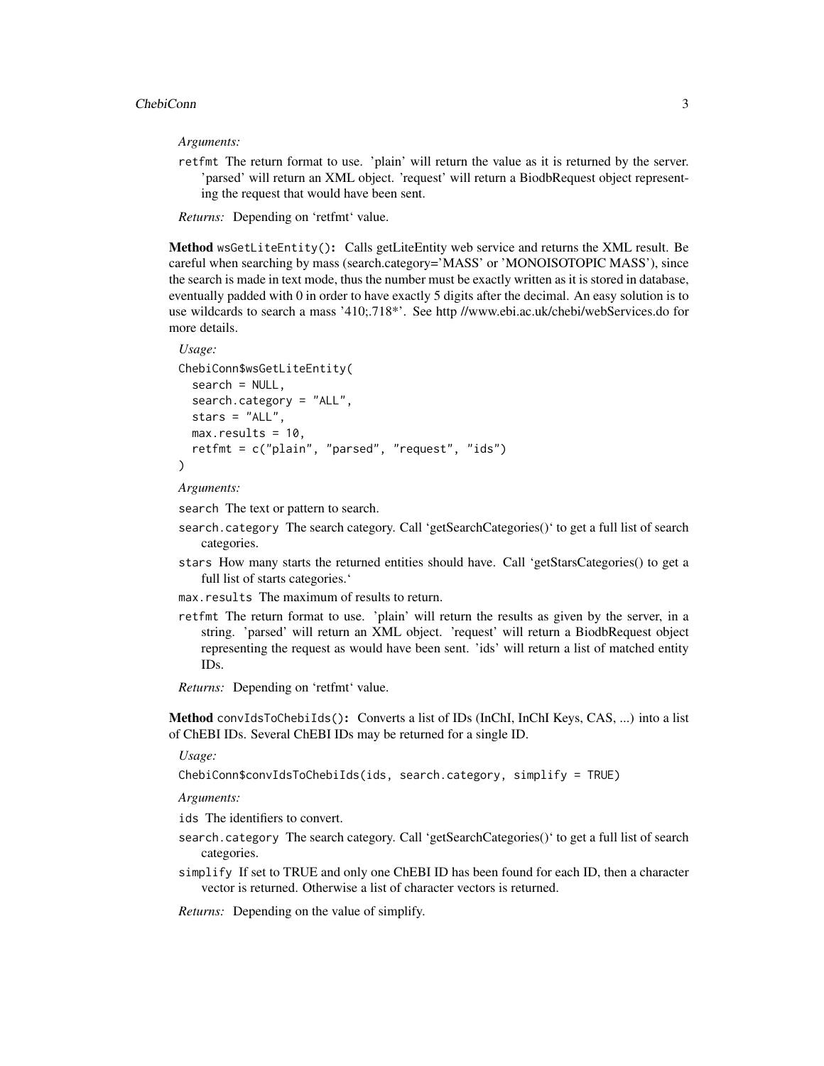*Arguments:*

retfmt The return format to use. 'plain' will return the value as it is returned by the server. 'parsed' will return an XML object. 'request' will return a BiodbRequest object representing the request that would have been sent.

*Returns:* Depending on 'retfmt' value.

**Method** `wsGetLiteEntity()`**:** Calls getLiteEntity web service and returns the XML result. Be careful when searching by mass (search.category='MASS' or 'MONOISOTOPIC MASS'), since the search is made in text mode, thus the number must be exactly written as it is stored in database, eventually padded with 0 in order to have exactly 5 digits after the decimal. An easy solution is to use wildcards to search a mass '410;.718*'. See http //www.ebi.ac.uk/chebi/webServices.do for more details.

*Usage:*

```
ChebiConn$wsGetLiteEntity(
  search = NULL,
  search.category = "ALL",
  stars = "ALL",
  max.results = 10,
  retfmt = c("plain", "parsed", "request", "ids")
)
```

*Arguments:*

`search` The text or pattern to search.

`search.category` The search category. Call 'getSearchCategories()' to get a full list of search categories.

`stars` How many starts the returned entities should have. Call 'getStarsCategories() to get a full list of starts categories.'

`max.results` The maximum of results to return.

`retfmt` The return format to use. 'plain' will return the results as given by the server, in a string. 'parsed' will return an XML object. 'request' will return a BiodbRequest object representing the request as would have been sent. 'ids' will return a list of matched entity IDs.

*Returns:* Depending on 'retfmt' value.

**Method** `convIdsToChebiIds()`**:** Converts a list of IDs (InChI, InChI Keys, CAS, ...) into a list of ChEBI IDs. Several ChEBI IDs may be returned for a single ID.

*Usage:*

```
ChebiConn$convIdsToChebiIds(ids, search.category, simplify = TRUE)
```

*Arguments:*

`ids` The identifiers to convert.

`search.category` The search category. Call 'getSearchCategories()' to get a full list of search categories.

`simplify` If set to TRUE and only one ChEBI ID has been found for each ID, then a character vector is returned. Otherwise a list of character vectors is returned.

*Returns:* Depending on the value of simplify.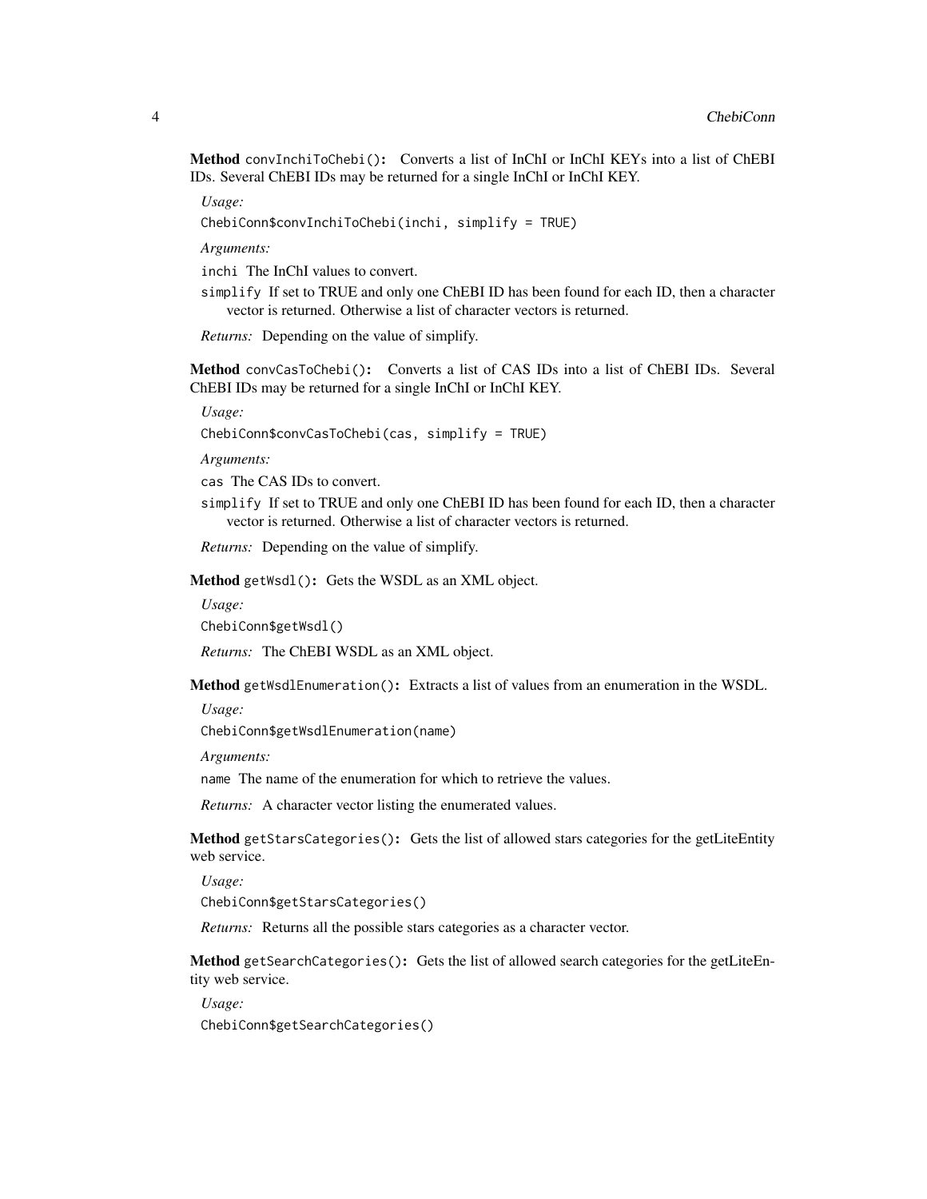**Method** `convInchiToChebi()`**:** Converts a list of InChI or InChI KEYs into a list of ChEBI IDs. Several ChEBI IDs may be returned for a single InChI or InChI KEY.

*Usage:*

```
ChebiConn$convInchiToChebi(inchi, simplify = TRUE)
```

*Arguments:*

`inchi` The InChI values to convert.

`simplify` If set to TRUE and only one ChEBI ID has been found for each ID, then a character vector is returned. Otherwise a list of character vectors is returned.

*Returns:* Depending on the value of simplify.

**Method** `convCasToChebi()`**:** Converts a list of CAS IDs into a list of ChEBI IDs. Several ChEBI IDs may be returned for a single InChI or InChI KEY.

*Usage:*

```
ChebiConn$convCasToChebi(cas, simplify = TRUE)
```

*Arguments:*

`cas` The CAS IDs to convert.

`simplify` If set to TRUE and only one ChEBI ID has been found for each ID, then a character vector is returned. Otherwise a list of character vectors is returned.

*Returns:* Depending on the value of simplify.

**Method** `getWsdl()`**:** Gets the WSDL as an XML object.

*Usage:*

```
ChebiConn$getWsdl()
```

*Returns:* The ChEBI WSDL as an XML object.

**Method** `getWsdlEnumeration()`**:** Extracts a list of values from an enumeration in the WSDL.

*Usage:*

```
ChebiConn$getWsdlEnumeration(name)
```

*Arguments:*

`name` The name of the enumeration for which to retrieve the values.

*Returns:* A character vector listing the enumerated values.

**Method** `getStarsCategories()`**:** Gets the list of allowed stars categories for the getLiteEntity web service.

*Usage:*

```
ChebiConn$getStarsCategories()
```

*Returns:* Returns all the possible stars categories as a character vector.

**Method** `getSearchCategories()`**:** Gets the list of allowed search categories for the getLiteEntity web service.

*Usage:*

```
ChebiConn$getSearchCategories()
```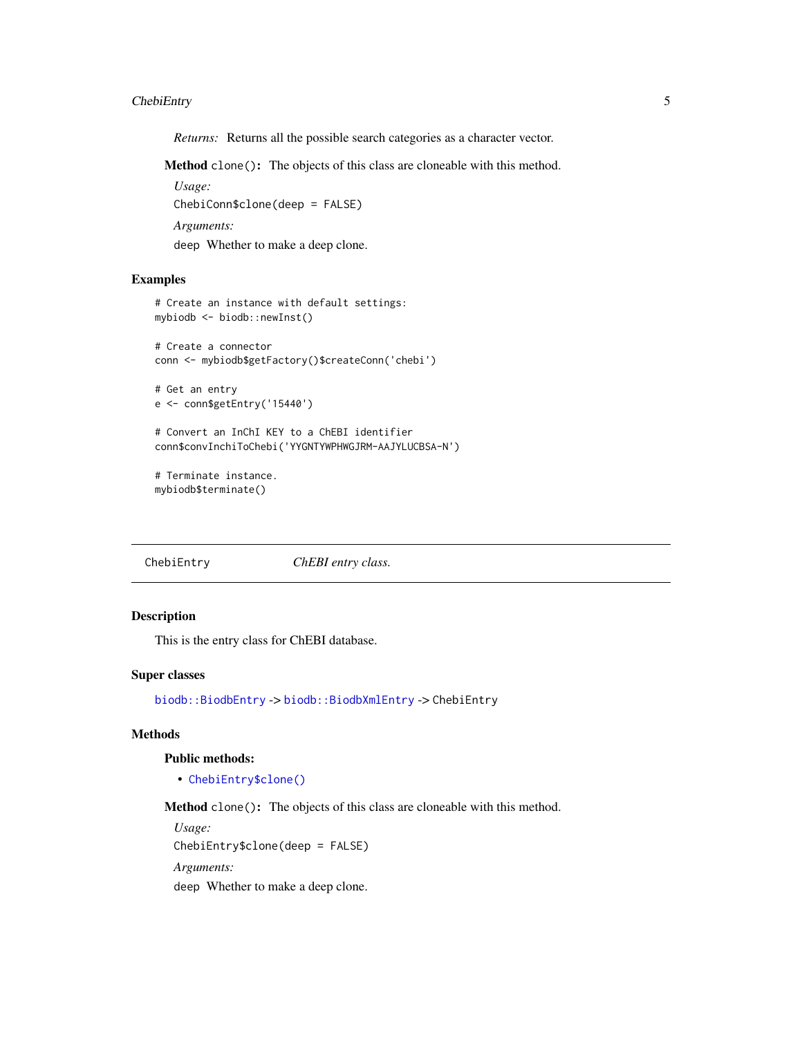*Returns:* Returns all the possible search categories as a character vector.

**Method** `clone()`: The objects of this class are cloneable with this method.

*Usage:*

```
ChebiConn$clone(deep = FALSE)
```

*Arguments:*

`deep` Whether to make a deep clone.

## Examples

```
# Create an instance with default settings:
mybiodb <- biodb::newInst()

# Create a connector
conn <- mybiodb$getFactory()$createConn('chebi')

# Get an entry
e <- conn$getEntry('15440')

# Convert an InChI KEY to a ChEBI identifier
conn$convInchiToChebi('YYGNTYWPHWGJRM-AAJYLUCBSA-N')

# Terminate instance.
mybiodb$terminate()
```

---

# ChebiEntry — *ChEBI entry class.*

---

## Description

This is the entry class for ChEBI database.

## Super classes

`biodb::BiodbEntry` -> `biodb::BiodbXmlEntry` -> `ChebiEntry`

## Methods

### Public methods:

- `ChebiEntry$clone()`

**Method** `clone()`: The objects of this class are cloneable with this method.

*Usage:*

```
ChebiEntry$clone(deep = FALSE)
```

*Arguments:*

`deep` Whether to make a deep clone.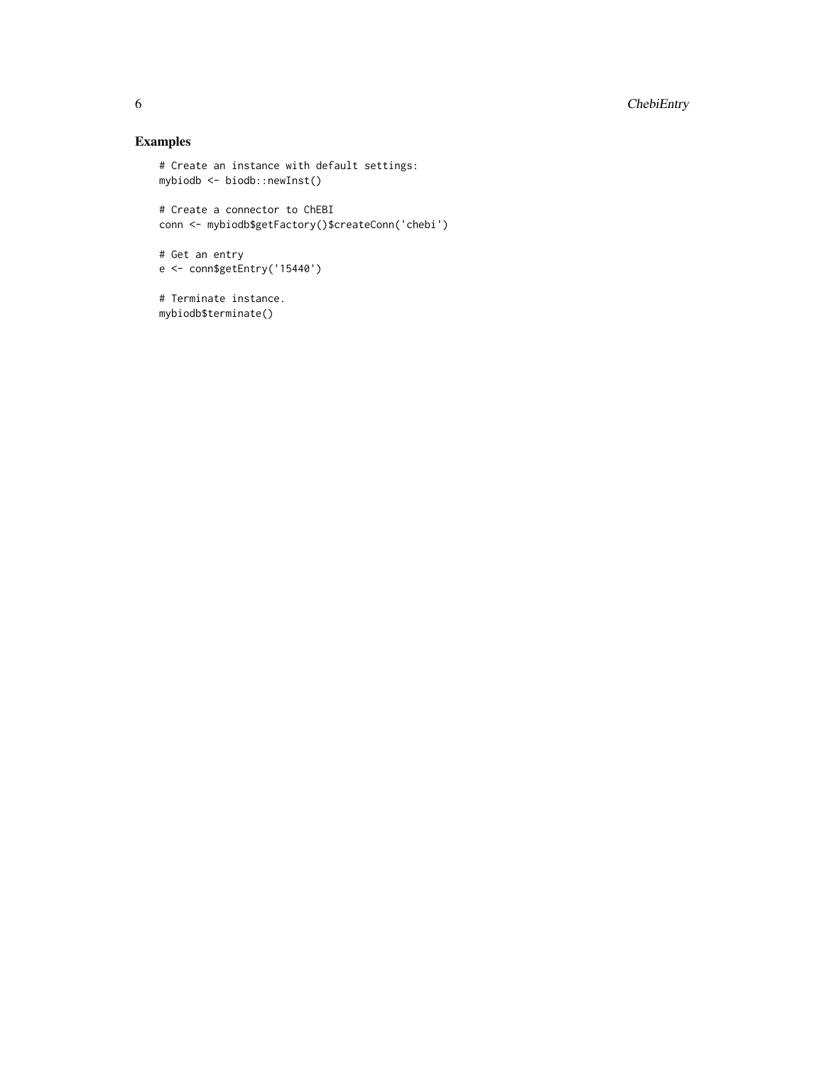## Examples

```
# Create an instance with default settings:
mybiodb <- biodb::newInst()

# Create a connector to ChEBI
conn <- mybiodb$getFactory()$createConn('chebi')

# Get an entry
e <- conn$getEntry('15440')

# Terminate instance.
mybiodb$terminate()
```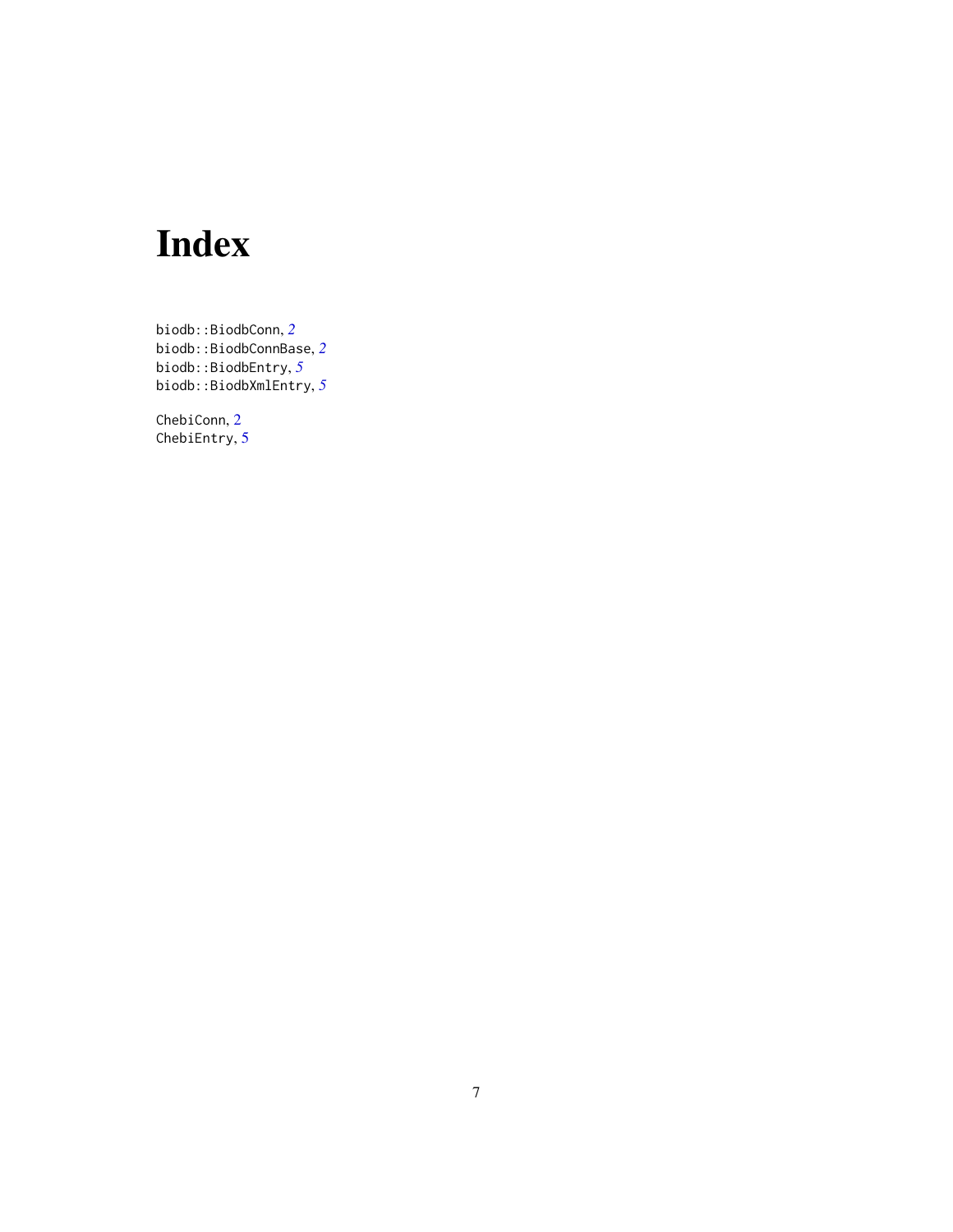# Index

biodb::BiodbConn, *2*
biodb::BiodbConnBase, *2*
biodb::BiodbEntry, *5*
biodb::BiodbXmlEntry, *5*

ChebiConn, 2
ChebiEntry, 5